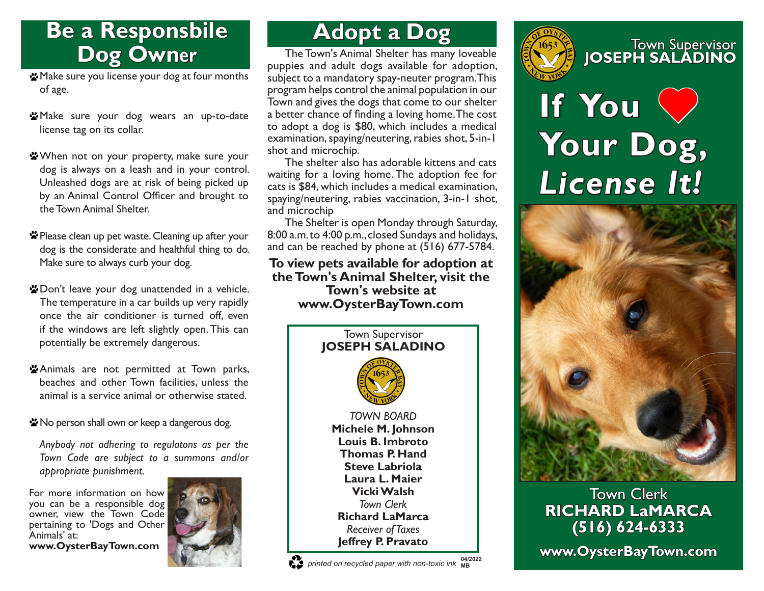## Be a Responsbile Dog Owner

- Make sure you license your dog at four months of age.
- Make sure your dog wears an up-to-date license tag on its collar.
- When not on your property, make sure your dog is always on a leash and in your control. Unleashed dogs are at risk of being picked up by an Animal Control Officer and brought to the Town Animal Shelter.
- Please clean up pet waste. Cleaning up after your dog is the considerate and healthful thing to do. Make sure to always curb your dog.
- Don't leave your dog unattended in a vehicle. The temperature in a car builds up very rapidly once the air conditioner is turned off, even if the windows are left slightly open. This can potentially be extremely dangerous.
- Animals are not permitted at Town parks, beaches and other Town facilities, unless the animal is a service animal or otherwise stated.
- No person shall own or keep a dangerous dog.

*Anybody not adhering to regulatons as per the Town Code are subject to a summons and/or appropriate punishment.*

For more information on how you can be a responsible dog owner, view the Town Code pertaining to 'Dogs and Other Animals' at:
**www.OysterBayTown.com**

## Adopt a Dog

The Town's Animal Shelter has many loveable puppies and adult dogs available for adoption, subject to a mandatory spay-neuter program. This program helps control the animal population in our Town and gives the dogs that come to our shelter a better chance of finding a loving home. The cost to adopt a dog is $80, which includes a medical examination, spaying/neutering, rabies shot, 5-in-1 shot and microchip.

The shelter also has adorable kittens and cats waiting for a loving home. The adoption fee for cats is $84, which includes a medical examination, spaying/neutering, rabies vaccination, 3-in-1 shot, and microchip

The Shelter is open Monday through Saturday, 8:00 a.m. to 4:00 p.m., closed Sundays and holidays, and can be reached by phone at (516) 677-5784.

**To view pets available for adoption at the Town's Animal Shelter, visit the Town's website at www.OysterBayTown.com**

Town Supervisor
**JOSEPH SALADINO**

*TOWN BOARD*
**Michele M. Johnson**
**Louis B. Imbroto**
**Thomas P. Hand**
**Steve Labriola**
**Laura L. Maier**
**Vicki Walsh**
*Town Clerk*
**Richard LaMarca**
*Receiver of Taxes*
**Jeffrey P. Pravato**

*printed on recycled paper with non-toxic ink* 04/2022 MB

Town Supervisor
**JOSEPH SALADINO**

# If You ❤ Your Dog, *License It!*

Town Clerk
**RICHARD LaMARCA**
**(516) 624-6333**

**www.OysterBayTown.com**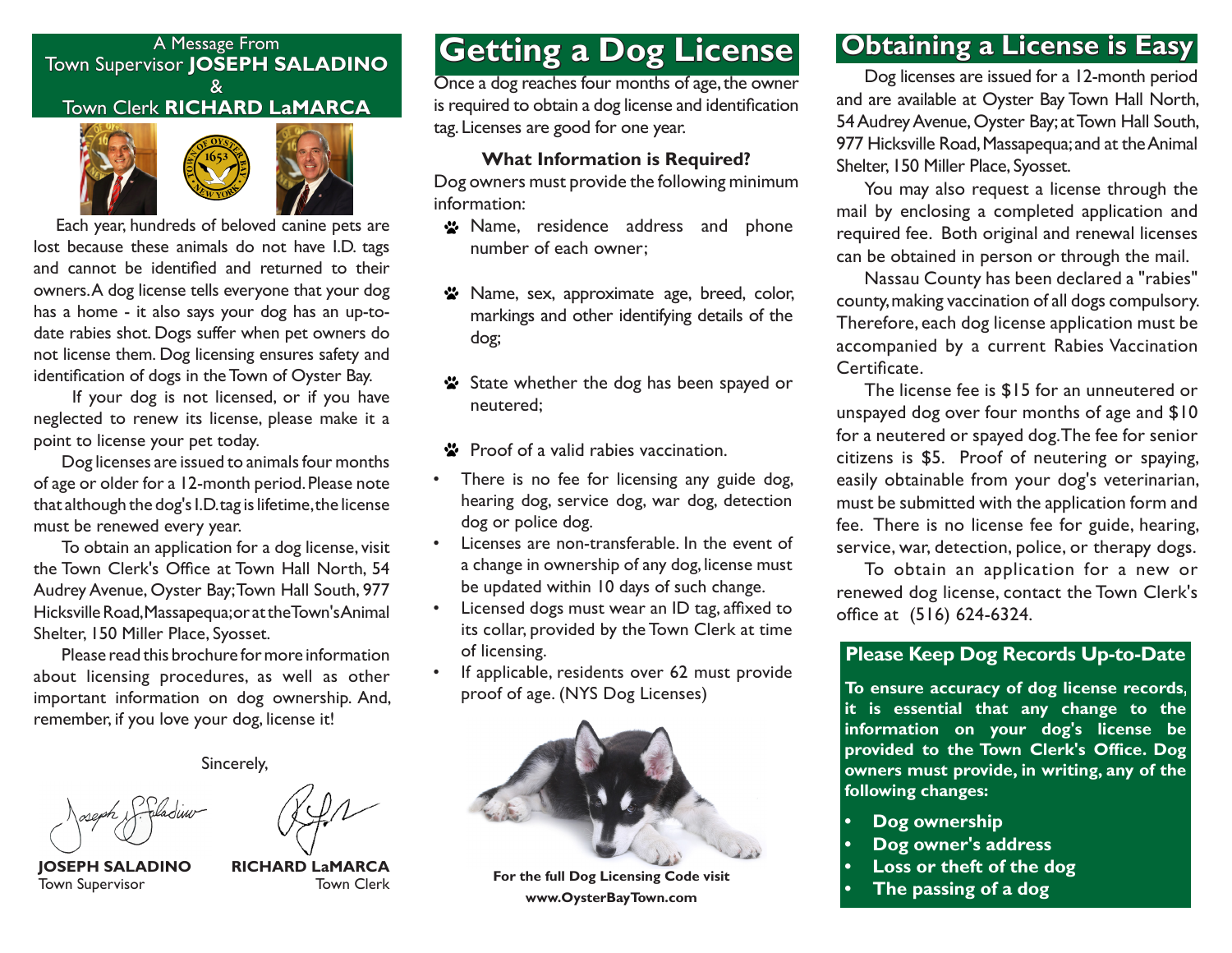A Message From
Town Supervisor **JOSEPH SALADINO**
&
Town Clerk **RICHARD LaMARCA**

Each year, hundreds of beloved canine pets are lost because these animals do not have I.D. tags and cannot be identified and returned to their owners. A dog license tells everyone that your dog has a home - it also says your dog has an up-to-date rabies shot. Dogs suffer when pet owners do not license them. Dog licensing ensures safety and identification of dogs in the Town of Oyster Bay.

If your dog is not licensed, or if you have neglected to renew its license, please make it a point to license your pet today.

Dog licenses are issued to animals four months of age or older for a 12-month period. Please note that although the dog's I.D. tag is lifetime, the license must be renewed every year.

To obtain an application for a dog license, visit the Town Clerk's Office at Town Hall North, 54 Audrey Avenue, Oyster Bay; Town Hall South, 977 Hicksville Road, Massapequa; or at the Town's Animal Shelter, 150 Miller Place, Syosset.

Please read this brochure for more information about licensing procedures, as well as other important information on dog ownership. And, remember, if you love your dog, license it!

Sincerely,

**JOSEPH SALADINO**
Town Supervisor

**RICHARD LaMARCA**
Town Clerk

# Getting a Dog License

Once a dog reaches four months of age, the owner is required to obtain a dog license and identification tag. Licenses are good for one year.

### What Information is Required?

Dog owners must provide the following minimum information:

- Name, residence address and phone number of each owner;
- Name, sex, approximate age, breed, color, markings and other identifying details of the dog;
- State whether the dog has been spayed or neutered;
- Proof of a valid rabies vaccination.

- There is no fee for licensing any guide dog, hearing dog, service dog, war dog, detection dog or police dog.
- Licenses are non-transferable. In the event of a change in ownership of any dog, license must be updated within 10 days of such change.
- Licensed dogs must wear an ID tag, affixed to its collar, provided by the Town Clerk at time of licensing.
- If applicable, residents over 62 must provide proof of age. (NYS Dog Licenses)

**For the full Dog Licensing Code visit www.OysterBayTown.com**

# Obtaining a License is Easy

Dog licenses are issued for a 12-month period and are available at Oyster Bay Town Hall North, 54 Audrey Avenue, Oyster Bay; at Town Hall South, 977 Hicksville Road, Massapequa; and at the Animal Shelter, 150 Miller Place, Syosset.

You may also request a license through the mail by enclosing a completed application and required fee. Both original and renewal licenses can be obtained in person or through the mail.

Nassau County has been declared a "rabies" county, making vaccination of all dogs compulsory. Therefore, each dog license application must be accompanied by a current Rabies Vaccination Certificate.

The license fee is $15 for an unneutered or unspayed dog over four months of age and $10 for a neutered or spayed dog. The fee for senior citizens is $5. Proof of neutering or spaying, easily obtainable from your dog's veterinarian, must be submitted with the application form and fee. There is no license fee for guide, hearing, service, war, detection, police, or therapy dogs.

To obtain an application for a new or renewed dog license, contact the Town Clerk's office at (516) 624-6324.

## Please Keep Dog Records Up-to-Date

**To ensure accuracy of dog license records, it is essential that any change to the information on your dog's license be provided to the Town Clerk's Office. Dog owners must provide, in writing, any of the following changes:**

- **Dog ownership**
- **Dog owner's address**
- **Loss or theft of the dog**
- **The passing of a dog**